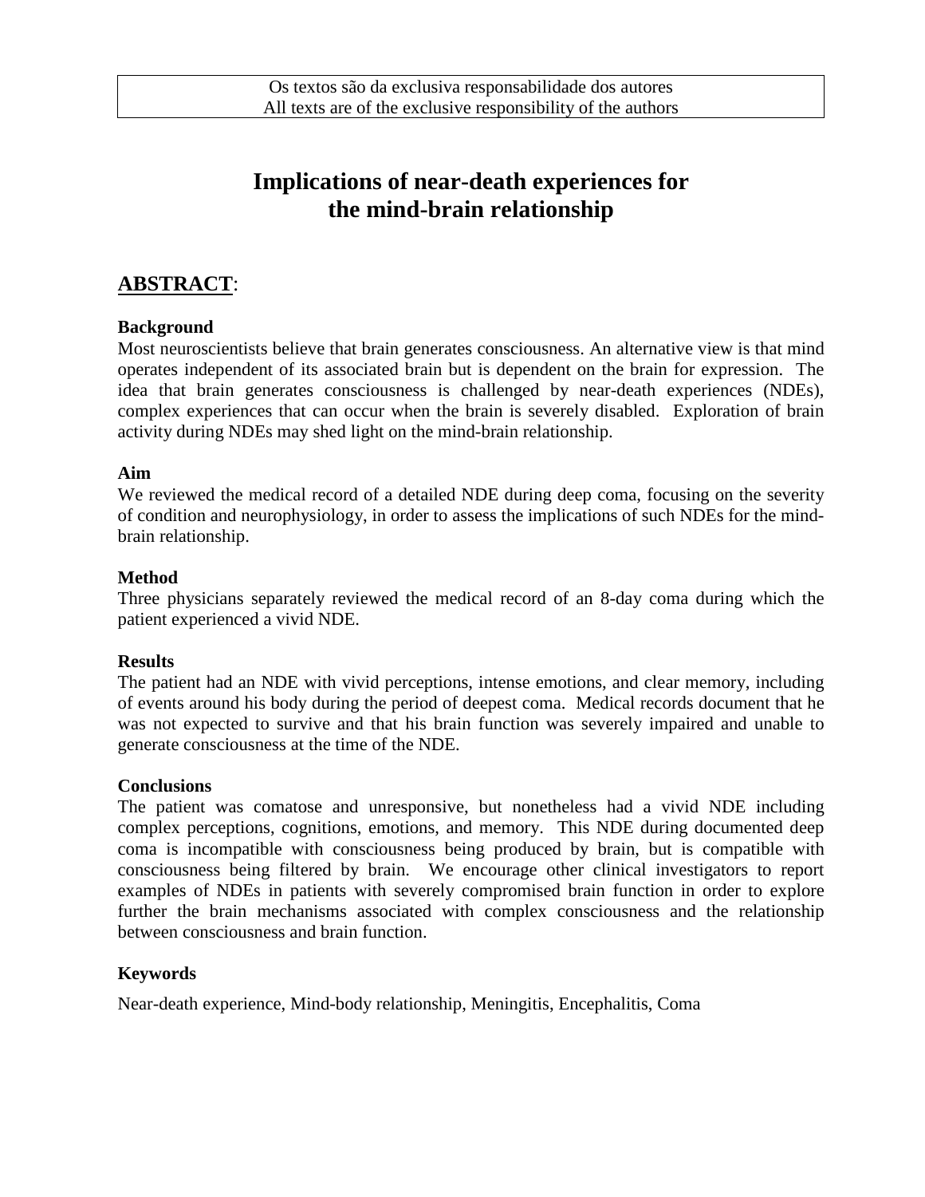Os textos são da exclusiva responsabilidade dos autores
All texts are of the exclusive responsibility of the authors

# Implications of near-death experiences for the mind-brain relationship

## ABSTRACT:

### Background

Most neuroscientists believe that brain generates consciousness. An alternative view is that mind operates independent of its associated brain but is dependent on the brain for expression. The idea that brain generates consciousness is challenged by near-death experiences (NDEs), complex experiences that can occur when the brain is severely disabled. Exploration of brain activity during NDEs may shed light on the mind-brain relationship.

### Aim

We reviewed the medical record of a detailed NDE during deep coma, focusing on the severity of condition and neurophysiology, in order to assess the implications of such NDEs for the mind-brain relationship.

### Method

Three physicians separately reviewed the medical record of an 8-day coma during which the patient experienced a vivid NDE.

### Results

The patient had an NDE with vivid perceptions, intense emotions, and clear memory, including of events around his body during the period of deepest coma. Medical records document that he was not expected to survive and that his brain function was severely impaired and unable to generate consciousness at the time of the NDE.

### Conclusions

The patient was comatose and unresponsive, but nonetheless had a vivid NDE including complex perceptions, cognitions, emotions, and memory. This NDE during documented deep coma is incompatible with consciousness being produced by brain, but is compatible with consciousness being filtered by brain. We encourage other clinical investigators to report examples of NDEs in patients with severely compromised brain function in order to explore further the brain mechanisms associated with complex consciousness and the relationship between consciousness and brain function.

### Keywords

Near-death experience, Mind-body relationship, Meningitis, Encephalitis, Coma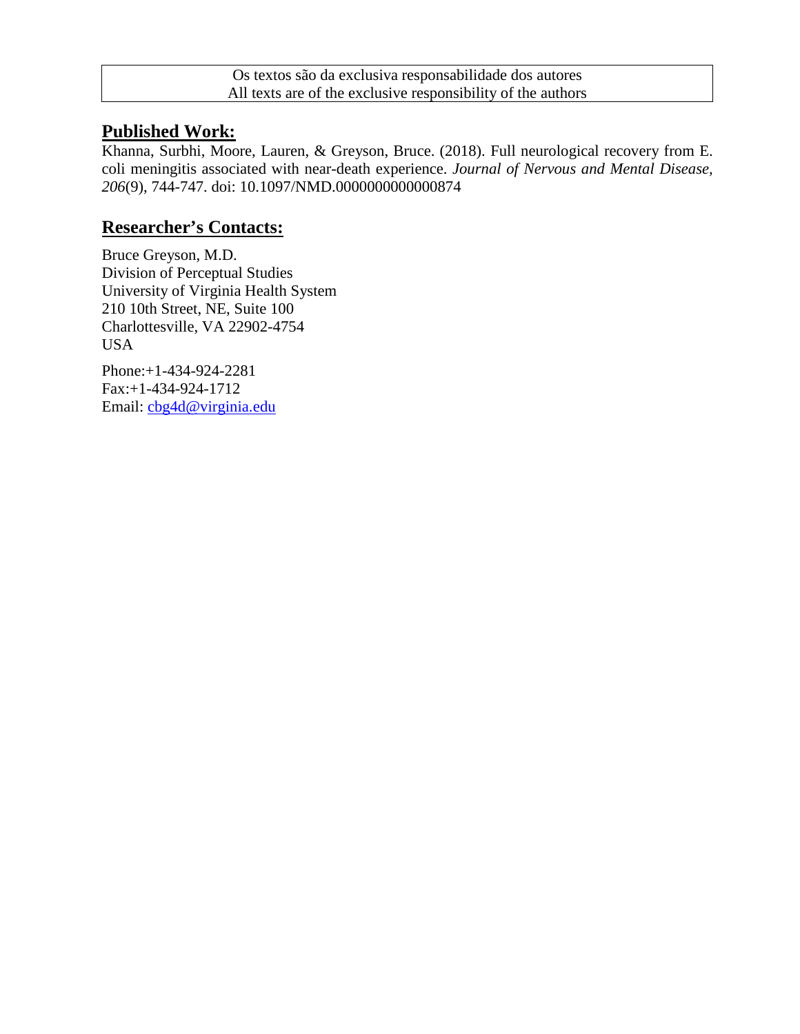Os textos são da exclusiva responsabilidade dos autores
All texts are of the exclusive responsibility of the authors

## Published Work:

Khanna, Surbhi, Moore, Lauren, & Greyson, Bruce. (2018). Full neurological recovery from E. coli meningitis associated with near-death experience. *Journal of Nervous and Mental Disease, 206*(9), 744-747. doi: 10.1097/NMD.0000000000000874

## Researcher's Contacts:

Bruce Greyson, M.D.
Division of Perceptual Studies
University of Virginia Health System
210 10th Street, NE, Suite 100
Charlottesville, VA 22902-4754
USA

Phone:+1-434-924-2281
Fax:+1-434-924-1712
Email: cbg4d@virginia.edu